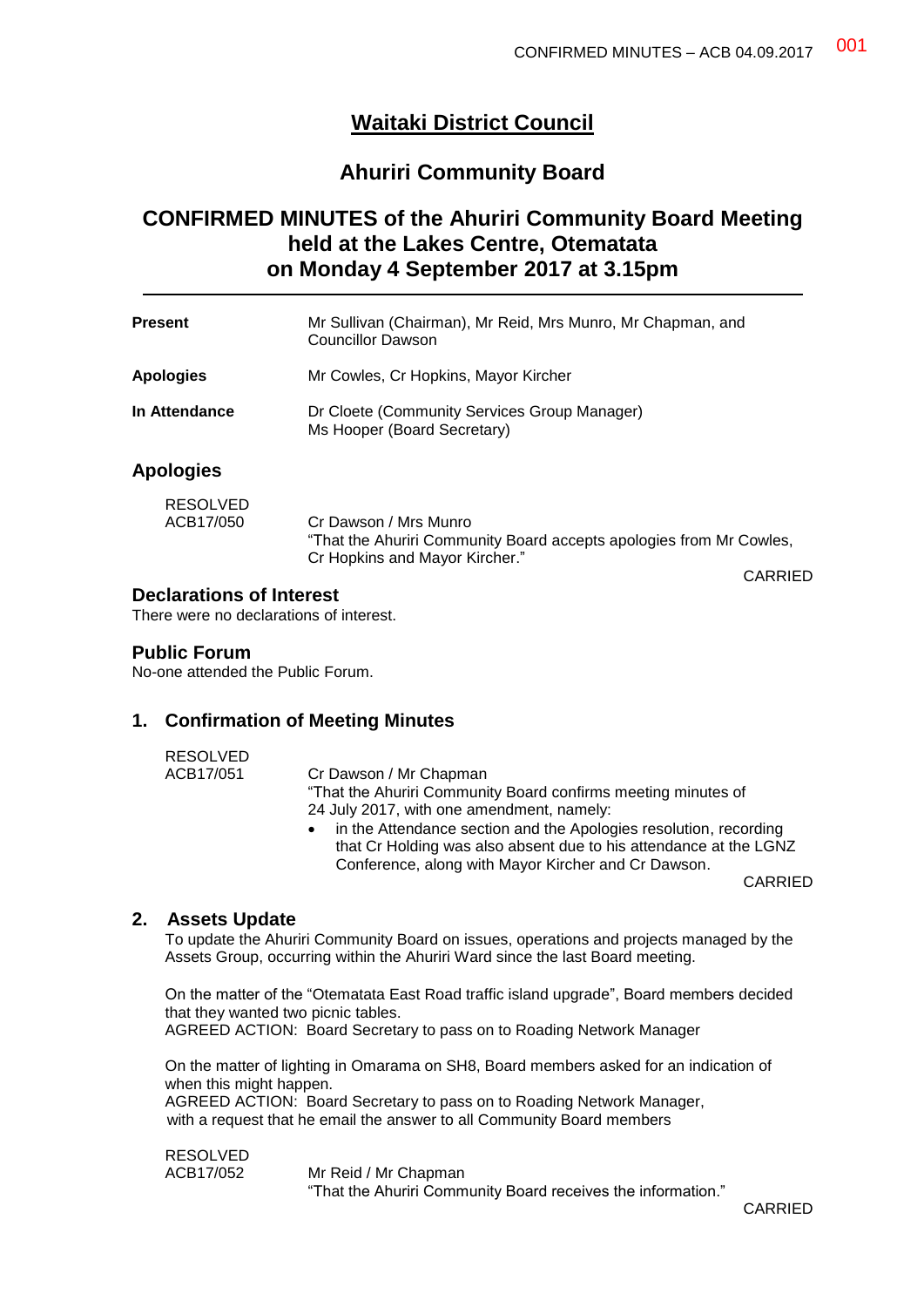# Waitaki District Council

## Ahuriri Community Board

## CONFIRMED MINUTES of the Ahuriri Community Board Meeting held at the Lakes Centre, Otematata on Monday 4 September 2017 at 3.15pm

| | |
|---|---|
| **Present** | Mr Sullivan (Chairman), Mr Reid, Mrs Munro, Mr Chapman, and Councillor Dawson |
| **Apologies** | Mr Cowles, Cr Hopkins, Mayor Kircher |
| **In Attendance** | Dr Cloete (Community Services Group Manager)<br>Ms Hooper (Board Secretary) |

## Apologies

RESOLVED
ACB17/050

Cr Dawson / Mrs Munro
"That the Ahuriri Community Board accepts apologies from Mr Cowles, Cr Hopkins and Mayor Kircher."

CARRIED

### Declarations of Interest

There were no declarations of interest.

### Public Forum

No-one attended the Public Forum.

## 1. Confirmation of Meeting Minutes

RESOLVED
ACB17/051

Cr Dawson / Mr Chapman
"That the Ahuriri Community Board confirms meeting minutes of 24 July 2017, with one amendment, namely:

- in the Attendance section and the Apologies resolution, recording that Cr Holding was also absent due to his attendance at the LGNZ Conference, along with Mayor Kircher and Cr Dawson.

CARRIED

## 2. Assets Update

To update the Ahuriri Community Board on issues, operations and projects managed by the Assets Group, occurring within the Ahuriri Ward since the last Board meeting.

On the matter of the "Otematata East Road traffic island upgrade", Board members decided that they wanted two picnic tables.
AGREED ACTION: Board Secretary to pass on to Roading Network Manager

On the matter of lighting in Omarama on SH8, Board members asked for an indication of when this might happen.
AGREED ACTION: Board Secretary to pass on to Roading Network Manager, with a request that he email the answer to all Community Board members

RESOLVED
ACB17/052

Mr Reid / Mr Chapman
"That the Ahuriri Community Board receives the information."

CARRIED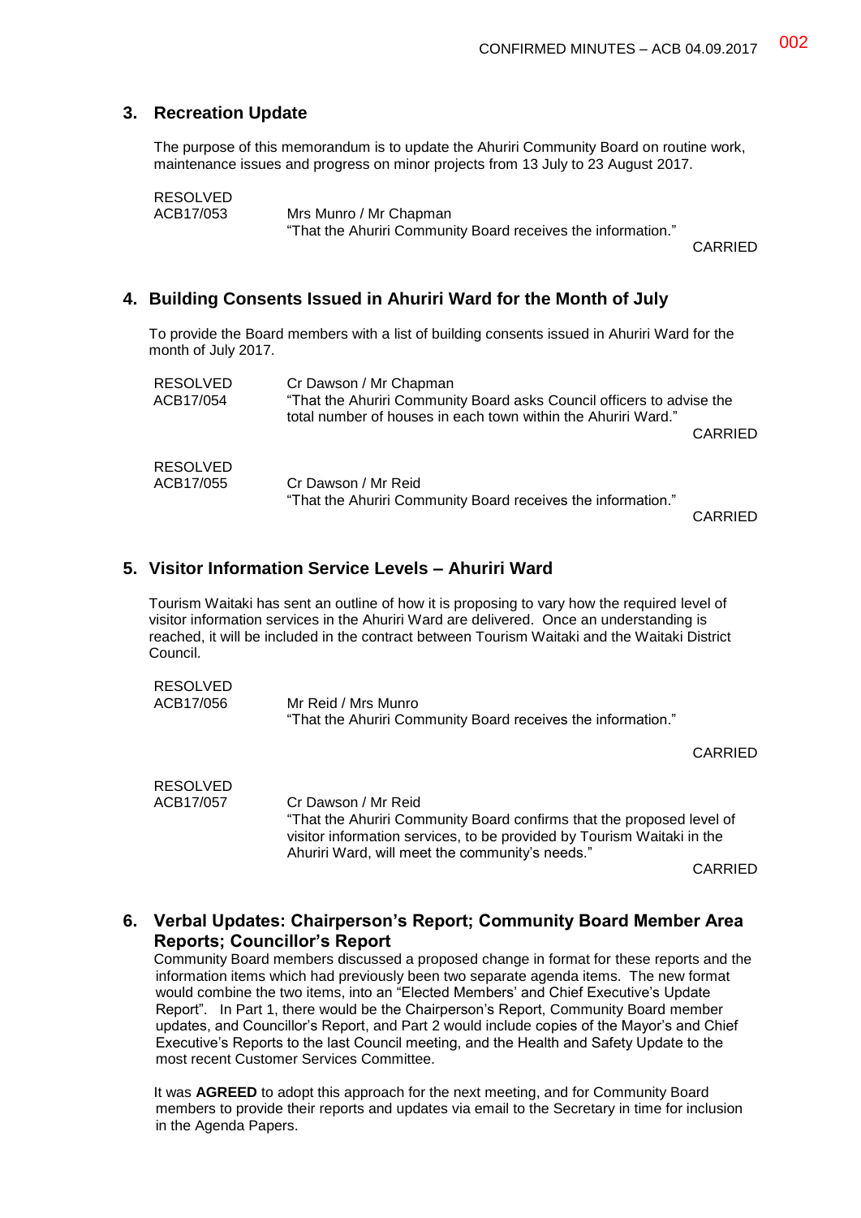## 3. Recreation Update

The purpose of this memorandum is to update the Ahuriri Community Board on routine work, maintenance issues and progress on minor projects from 13 July to 23 August 2017.

RESOLVED
ACB17/053 Mrs Munro / Mr Chapman
"That the Ahuriri Community Board receives the information."

CARRIED

## 4. Building Consents Issued in Ahuriri Ward for the Month of July

To provide the Board members with a list of building consents issued in Ahuriri Ward for the month of July 2017.

RESOLVED
ACB17/054 Cr Dawson / Mr Chapman
"That the Ahuriri Community Board asks Council officers to advise the total number of houses in each town within the Ahuriri Ward."

CARRIED

RESOLVED
ACB17/055 Cr Dawson / Mr Reid
"That the Ahuriri Community Board receives the information."

CARRIED

## 5. Visitor Information Service Levels – Ahuriri Ward

Tourism Waitaki has sent an outline of how it is proposing to vary how the required level of visitor information services in the Ahuriri Ward are delivered. Once an understanding is reached, it will be included in the contract between Tourism Waitaki and the Waitaki District Council.

RESOLVED
ACB17/056 Mr Reid / Mrs Munro
"That the Ahuriri Community Board receives the information."

CARRIED

RESOLVED
ACB17/057 Cr Dawson / Mr Reid
"That the Ahuriri Community Board confirms that the proposed level of visitor information services, to be provided by Tourism Waitaki in the Ahuriri Ward, will meet the community's needs."

CARRIED

## 6. Verbal Updates: Chairperson's Report; Community Board Member Area Reports; Councillor's Report

Community Board members discussed a proposed change in format for these reports and the information items which had previously been two separate agenda items. The new format would combine the two items, into an "Elected Members' and Chief Executive's Update Report". In Part 1, there would be the Chairperson's Report, Community Board member updates, and Councillor's Report, and Part 2 would include copies of the Mayor's and Chief Executive's Reports to the last Council meeting, and the Health and Safety Update to the most recent Customer Services Committee.

It was **AGREED** to adopt this approach for the next meeting, and for Community Board members to provide their reports and updates via email to the Secretary in time for inclusion in the Agenda Papers.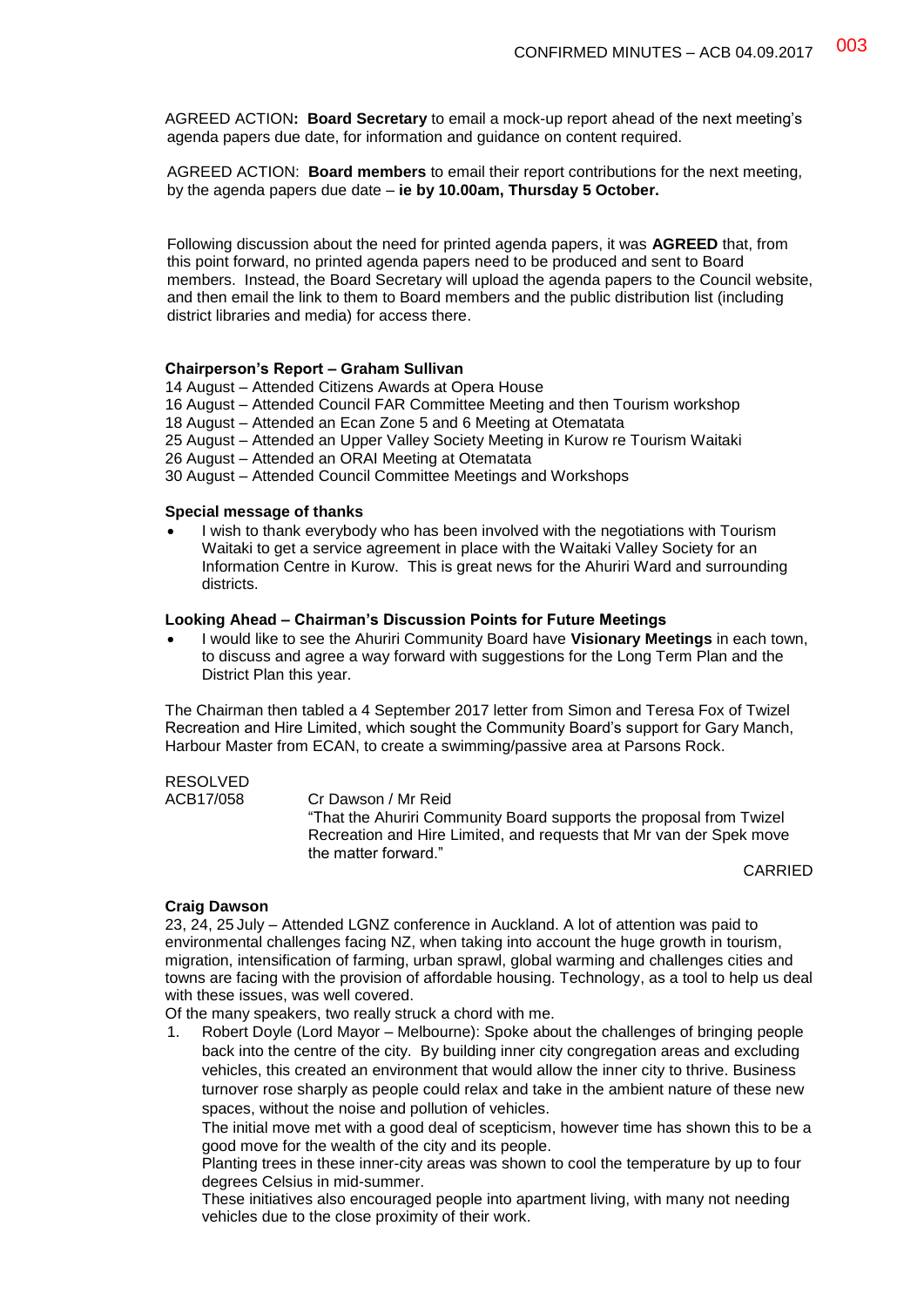AGREED ACTION**: Board Secretary** to email a mock-up report ahead of the next meeting's agenda papers due date, for information and guidance on content required.

AGREED ACTION: **Board members** to email their report contributions for the next meeting, by the agenda papers due date – **ie by 10.00am, Thursday 5 October.**

Following discussion about the need for printed agenda papers, it was **AGREED** that, from this point forward, no printed agenda papers need to be produced and sent to Board members. Instead, the Board Secretary will upload the agenda papers to the Council website, and then email the link to them to Board members and the public distribution list (including district libraries and media) for access there.

**Chairperson's Report – Graham Sullivan**

14 August – Attended Citizens Awards at Opera House
16 August – Attended Council FAR Committee Meeting and then Tourism workshop
18 August – Attended an Ecan Zone 5 and 6 Meeting at Otematata
25 August – Attended an Upper Valley Society Meeting in Kurow re Tourism Waitaki
26 August – Attended an ORAI Meeting at Otematata
30 August – Attended Council Committee Meetings and Workshops

**Special message of thanks**

- I wish to thank everybody who has been involved with the negotiations with Tourism Waitaki to get a service agreement in place with the Waitaki Valley Society for an Information Centre in Kurow. This is great news for the Ahuriri Ward and surrounding districts.

**Looking Ahead – Chairman's Discussion Points for Future Meetings**

- I would like to see the Ahuriri Community Board have **Visionary Meetings** in each town, to discuss and agree a way forward with suggestions for the Long Term Plan and the District Plan this year.

The Chairman then tabled a 4 September 2017 letter from Simon and Teresa Fox of Twizel Recreation and Hire Limited, which sought the Community Board's support for Gary Manch, Harbour Master from ECAN, to create a swimming/passive area at Parsons Rock.

RESOLVED
ACB17/058 Cr Dawson / Mr Reid
"That the Ahuriri Community Board supports the proposal from Twizel Recreation and Hire Limited, and requests that Mr van der Spek move the matter forward."

CARRIED

**Craig Dawson**

23, 24, 25 July – Attended LGNZ conference in Auckland. A lot of attention was paid to environmental challenges facing NZ, when taking into account the huge growth in tourism, migration, intensification of farming, urban sprawl, global warming and challenges cities and towns are facing with the provision of affordable housing. Technology, as a tool to help us deal with these issues, was well covered.

Of the many speakers, two really struck a chord with me.

1. Robert Doyle (Lord Mayor – Melbourne): Spoke about the challenges of bringing people back into the centre of the city. By building inner city congregation areas and excluding vehicles, this created an environment that would allow the inner city to thrive. Business turnover rose sharply as people could relax and take in the ambient nature of these new spaces, without the noise and pollution of vehicles.
   The initial move met with a good deal of scepticism, however time has shown this to be a good move for the wealth of the city and its people.
   Planting trees in these inner-city areas was shown to cool the temperature by up to four degrees Celsius in mid-summer.
   These initiatives also encouraged people into apartment living, with many not needing vehicles due to the close proximity of their work.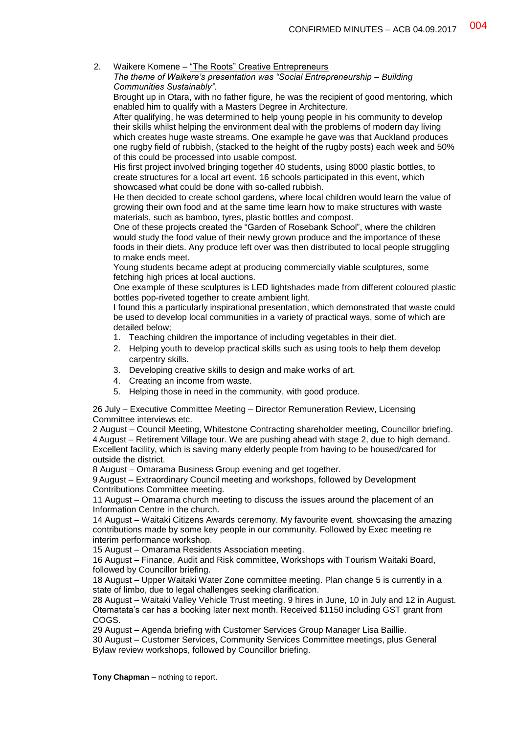2. Waikere Komene – "The Roots" Creative Entrepreneurs
   *The theme of Waikere's presentation was "Social Entrepreneurship – Building Communities Sustainably".*
   Brought up in Otara, with no father figure, he was the recipient of good mentoring, which enabled him to qualify with a Masters Degree in Architecture.
   After qualifying, he was determined to help young people in his community to develop their skills whilst helping the environment deal with the problems of modern day living which creates huge waste streams. One example he gave was that Auckland produces one rugby field of rubbish, (stacked to the height of the rugby posts) each week and 50% of this could be processed into usable compost.
   His first project involved bringing together 40 students, using 8000 plastic bottles, to create structures for a local art event. 16 schools participated in this event, which showcased what could be done with so-called rubbish.
   He then decided to create school gardens, where local children would learn the value of growing their own food and at the same time learn how to make structures with waste materials, such as bamboo, tyres, plastic bottles and compost.
   One of these projects created the "Garden of Rosebank School", where the children would study the food value of their newly grown produce and the importance of these foods in their diets. Any produce left over was then distributed to local people struggling to make ends meet.
   Young students became adept at producing commercially viable sculptures, some fetching high prices at local auctions.
   One example of these sculptures is LED lightshades made from different coloured plastic bottles pop-riveted together to create ambient light.
   I found this a particularly inspirational presentation, which demonstrated that waste could be used to develop local communities in a variety of practical ways, some of which are detailed below;
   1. Teaching children the importance of including vegetables in their diet.
   2. Helping youth to develop practical skills such as using tools to help them develop carpentry skills.
   3. Developing creative skills to design and make works of art.
   4. Creating an income from waste.
   5. Helping those in need in the community, with good produce.

26 July – Executive Committee Meeting – Director Remuneration Review, Licensing Committee interviews etc.
2 August – Council Meeting, Whitestone Contracting shareholder meeting, Councillor briefing.
4 August – Retirement Village tour. We are pushing ahead with stage 2, due to high demand. Excellent facility, which is saving many elderly people from having to be housed/cared for outside the district.
8 August – Omarama Business Group evening and get together.
9 August – Extraordinary Council meeting and workshops, followed by Development Contributions Committee meeting.
11 August – Omarama church meeting to discuss the issues around the placement of an Information Centre in the church.
14 August – Waitaki Citizens Awards ceremony. My favourite event, showcasing the amazing contributions made by some key people in our community. Followed by Exec meeting re interim performance workshop.
15 August – Omarama Residents Association meeting.
16 August – Finance, Audit and Risk committee, Workshops with Tourism Waitaki Board, followed by Councillor briefing.
18 August – Upper Waitaki Water Zone committee meeting. Plan change 5 is currently in a state of limbo, due to legal challenges seeking clarification.
28 August – Waitaki Valley Vehicle Trust meeting. 9 hires in June, 10 in July and 12 in August. Otematata's car has a booking later next month. Received $1150 including GST grant from COGS.
29 August – Agenda briefing with Customer Services Group Manager Lisa Baillie.
30 August – Customer Services, Community Services Committee meetings, plus General Bylaw review workshops, followed by Councillor briefing.

**Tony Chapman** – nothing to report.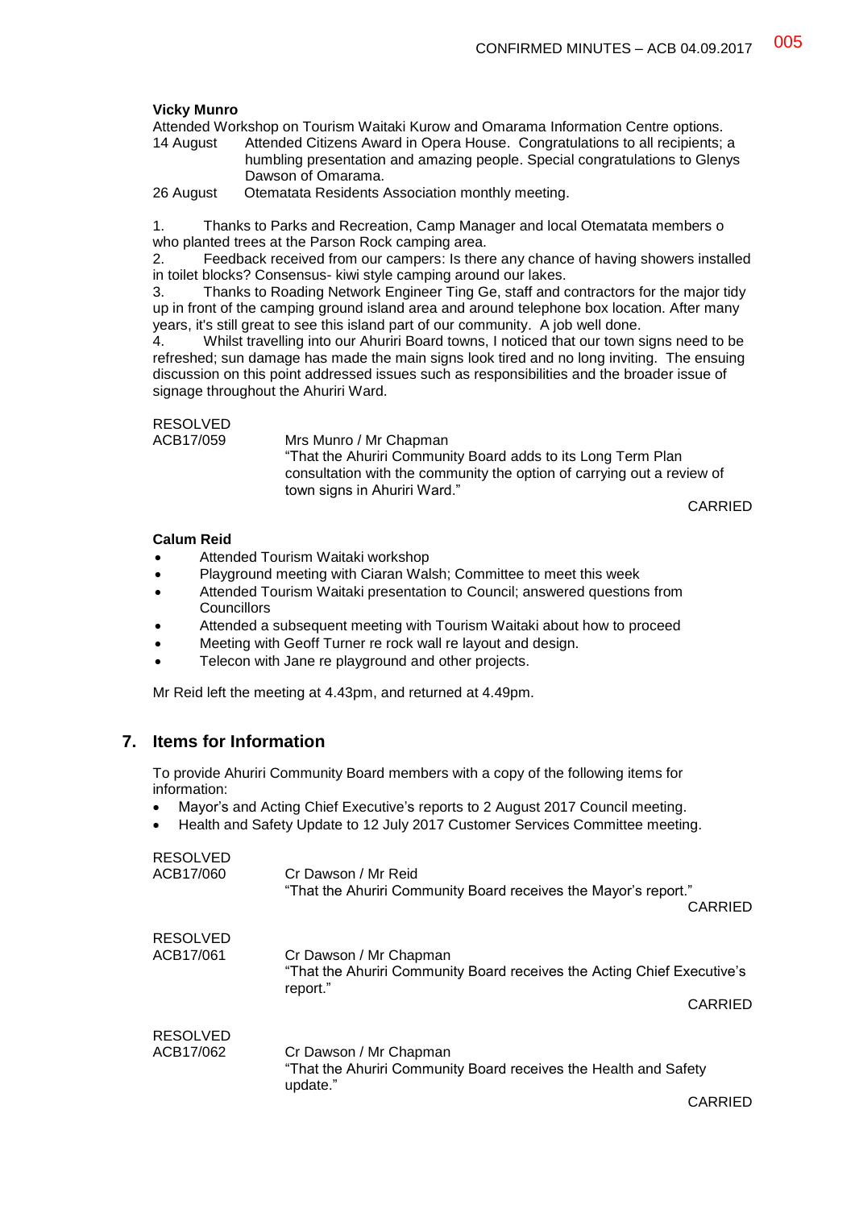**Vicky Munro**

Attended Workshop on Tourism Waitaki Kurow and Omarama Information Centre options.

14 August Attended Citizens Award in Opera House. Congratulations to all recipients; a humbling presentation and amazing people. Special congratulations to Glenys Dawson of Omarama.

26 August Otematata Residents Association monthly meeting.

1. Thanks to Parks and Recreation, Camp Manager and local Otematata members o who planted trees at the Parson Rock camping area.
2. Feedback received from our campers: Is there any chance of having showers installed in toilet blocks? Consensus- kiwi style camping around our lakes.
3. Thanks to Roading Network Engineer Ting Ge, staff and contractors for the major tidy up in front of the camping ground island area and around telephone box location. After many years, it's still great to see this island part of our community. A job well done.
4. Whilst travelling into our Ahuriri Board towns, I noticed that our town signs need to be refreshed; sun damage has made the main signs look tired and no long inviting. The ensuing discussion on this point addressed issues such as responsibilities and the broader issue of signage throughout the Ahuriri Ward.

RESOLVED
ACB17/059 Mrs Munro / Mr Chapman
"That the Ahuriri Community Board adds to its Long Term Plan consultation with the community the option of carrying out a review of town signs in Ahuriri Ward."

CARRIED

**Calum Reid**

- Attended Tourism Waitaki workshop
- Playground meeting with Ciaran Walsh; Committee to meet this week
- Attended Tourism Waitaki presentation to Council; answered questions from Councillors
- Attended a subsequent meeting with Tourism Waitaki about how to proceed
- Meeting with Geoff Turner re rock wall re layout and design.
- Telecon with Jane re playground and other projects.

Mr Reid left the meeting at 4.43pm, and returned at 4.49pm.

## 7. Items for Information

To provide Ahuriri Community Board members with a copy of the following items for information:

- Mayor's and Acting Chief Executive's reports to 2 August 2017 Council meeting.
- Health and Safety Update to 12 July 2017 Customer Services Committee meeting.

RESOLVED
ACB17/060 Cr Dawson / Mr Reid
"That the Ahuriri Community Board receives the Mayor's report."

CARRIED

RESOLVED
ACB17/061 Cr Dawson / Mr Chapman
"That the Ahuriri Community Board receives the Acting Chief Executive's report."

CARRIED

RESOLVED
ACB17/062 Cr Dawson / Mr Chapman
"That the Ahuriri Community Board receives the Health and Safety update."

CARRIED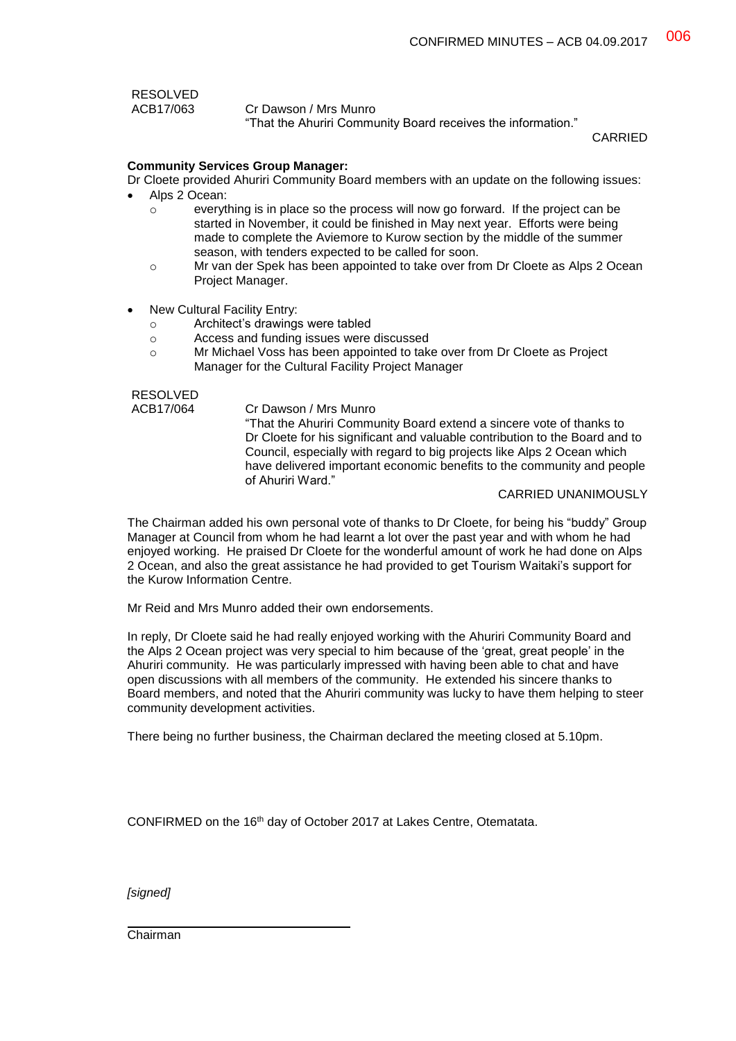RESOLVED
ACB17/063 Cr Dawson / Mrs Munro
"That the Ahuriri Community Board receives the information."

CARRIED

**Community Services Group Manager:**

Dr Cloete provided Ahuriri Community Board members with an update on the following issues:

- Alps 2 Ocean:
  - everything is in place so the process will now go forward. If the project can be started in November, it could be finished in May next year. Efforts were being made to complete the Aviemore to Kurow section by the middle of the summer season, with tenders expected to be called for soon.
  - Mr van der Spek has been appointed to take over from Dr Cloete as Alps 2 Ocean Project Manager.

- New Cultural Facility Entry:
  - Architect's drawings were tabled
  - Access and funding issues were discussed
  - Mr Michael Voss has been appointed to take over from Dr Cloete as Project Manager for the Cultural Facility Project Manager

RESOLVED
ACB17/064 Cr Dawson / Mrs Munro
"That the Ahuriri Community Board extend a sincere vote of thanks to Dr Cloete for his significant and valuable contribution to the Board and to Council, especially with regard to big projects like Alps 2 Ocean which have delivered important economic benefits to the community and people of Ahuriri Ward."

CARRIED UNANIMOUSLY

The Chairman added his own personal vote of thanks to Dr Cloete, for being his "buddy" Group Manager at Council from whom he had learnt a lot over the past year and with whom he had enjoyed working. He praised Dr Cloete for the wonderful amount of work he had done on Alps 2 Ocean, and also the great assistance he had provided to get Tourism Waitaki's support for the Kurow Information Centre.

Mr Reid and Mrs Munro added their own endorsements.

In reply, Dr Cloete said he had really enjoyed working with the Ahuriri Community Board and the Alps 2 Ocean project was very special to him because of the 'great, great people' in the Ahuriri community. He was particularly impressed with having been able to chat and have open discussions with all members of the community. He extended his sincere thanks to Board members, and noted that the Ahuriri community was lucky to have them helping to steer community development activities.

There being no further business, the Chairman declared the meeting closed at 5.10pm.

CONFIRMED on the 16th day of October 2017 at Lakes Centre, Otematata.

*[signed]*

Chairman